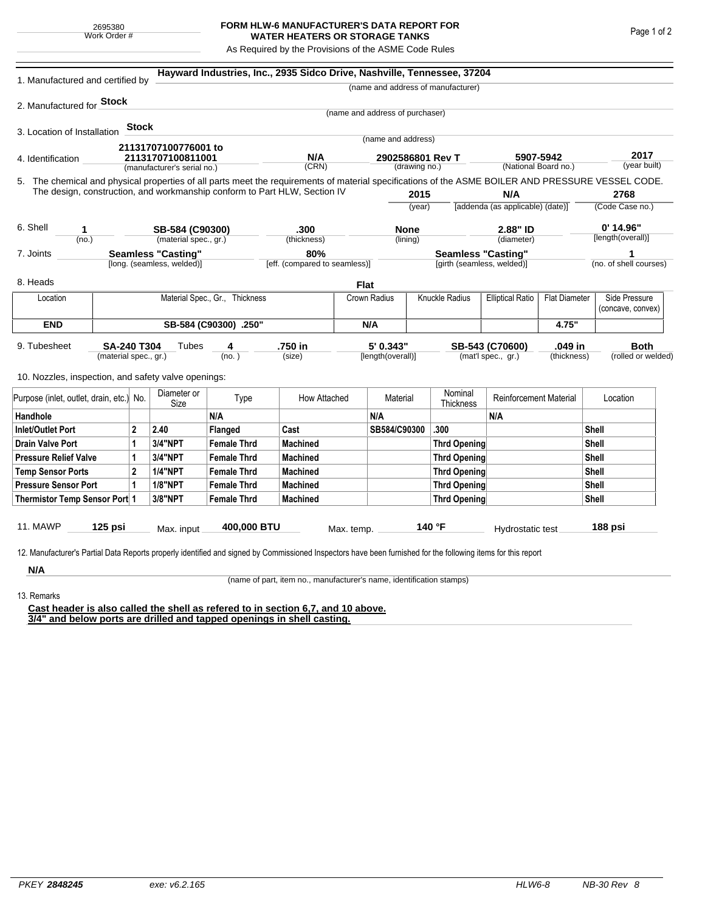2695380
Work Order #

# FORM HLW-6 MANUFACTURER'S DATA REPORT FOR WATER HEATERS OR STORAGE TANKS

As Required by the Provisions of the ASME Code Rules

1. Manufactured and certified by **Hayward Industries, Inc., 2935 Sidco Drive, Nashville, Tennessee, 37204**
(name and address of manufacturer)

2. Manufactured for **Stock**
(name and address of purchaser)

3. Location of Installation **Stock**
(name and address)

4. Identification **21131707100776001 to 21131707100811001** (manufacturer's serial no.) **N/A** (CRN) **2902586801 Rev T** (drawing no.) **5907-5942** (National Board no.) **2017** (year built)

5. The chemical and physical properties of all parts meet the requirements of material specifications of the ASME BOILER AND PRESSURE VESSEL CODE. The design, construction, and workmanship conform to Part HLW, Section IV **2015** (year) **N/A** [addenda (as applicable) (date)] **2768** (Code Case no.)

6. Shell **1** (no.) **SB-584 (C90300)** (material spec., gr.) **.300** (thickness) **None** (lining) **2.88" ID** (diameter) **0' 14.96"** [length(overall)]

7. Joints **Seamless "Casting"** [long. (seamless, welded)] **80%** [eff. (compared to seamless)] **Seamless "Casting"** [girth (seamless, welded)] **1** (no. of shell courses)

8. Heads **Flat**

| Location | Material Spec., Gr., Thickness | Crown Radius | Knuckle Radius | Elliptical Ratio | Flat Diameter | Side Pressure (concave, convex) |
|---|---|---|---|---|---|---|
| **END** | **SB-584 (C90300) .250"** | **N/A** | | | **4.75"** | |

9. Tubesheet **SA-240 T304** (material spec., gr.) Tubes **4** (no.) **.750 in** (size) **5' 0.343"** [length(overall)] **SB-543 (C70600)** (mat'l spec., gr.) **.049 in** (thickness) **Both** (rolled or welded)

10. Nozzles, inspection, and safety valve openings:

| Purpose (inlet, outlet, drain, etc.) | No. | Diameter or Size | Type | How Attached | Material | Nominal Thickness | Reinforcement Material | Location |
|---|---|---|---|---|---|---|---|---|
| **Handhole** | | | **N/A** | | **N/A** | | **N/A** | |
| **Inlet/Outlet Port** | **2** | **2.40** | **Flanged** | **Cast** | **SB584/C90300** | **.300** | | **Shell** |
| **Drain Valve Port** | **1** | **3/4"NPT** | **Female Thrd** | **Machined** | | **Thrd Opening** | | **Shell** |
| **Pressure Relief Valve** | **1** | **3/4"NPT** | **Female Thrd** | **Machined** | | **Thrd Opening** | | **Shell** |
| **Temp Sensor Ports** | **2** | **1/4"NPT** | **Female Thrd** | **Machined** | | **Thrd Opening** | | **Shell** |
| **Pressure Sensor Port** | **1** | **1/8"NPT** | **Female Thrd** | **Machined** | | **Thrd Opening** | | **Shell** |
| **Thermistor Temp Sensor Port** | **1** | **3/8"NPT** | **Female Thrd** | **Machined** | | **Thrd Opening** | | **Shell** |

11. MAWP **125 psi** Max. input **400,000 BTU** Max. temp. **140 °F** Hydrostatic test **188 psi**

12. Manufacturer's Partial Data Reports properly identified and signed by Commissioned Inspectors have been furnished for the following items for this report

**N/A**
(name of part, item no., manufacturer's name, identification stamps)

13. Remarks

**Cast header is also called the shell as refered to in section 6,7, and 10 above.**
**3/4" and below ports are drilled and tapped openings in shell casting.**

PKEY **2848245** exe: v6.2.165 HLW6-8 NB-30 Rev 8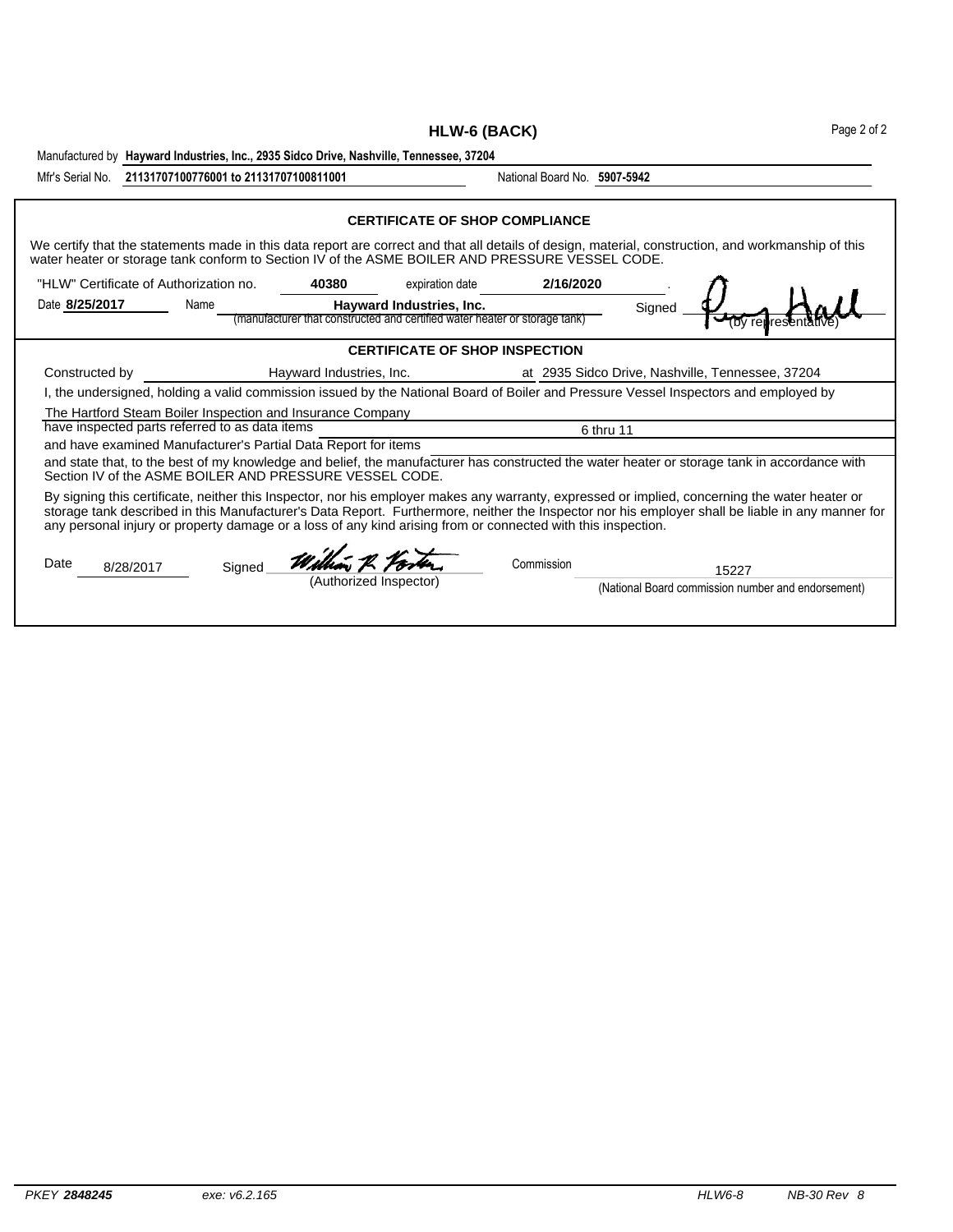# HLW-6 (BACK)

Manufactured by **Hayward Industries, Inc., 2935 Sidco Drive, Nashville, Tennessee, 37204**

Mfr's Serial No. **21131707100776001 to 21131707100811001** National Board No. **5907-5942**

## CERTIFICATE OF SHOP COMPLIANCE

We certify that the statements made in this data report are correct and that all details of design, material, construction, and workmanship of this water heater or storage tank conform to Section IV of the ASME BOILER AND PRESSURE VESSEL CODE.

"HLW" Certificate of Authorization no. **40380** expiration date **2/16/2020** .

Date **8/25/2017** Name **Hayward Industries, Inc.** Signed [signature]

(manufacturer that constructed and certified water heater or storage tank) (by representative)

## CERTIFICATE OF SHOP INSPECTION

Constructed by Hayward Industries, Inc. at 2935 Sidco Drive, Nashville, Tennessee, 37204

I, the undersigned, holding a valid commission issued by the National Board of Boiler and Pressure Vessel Inspectors and employed by The Hartford Steam Boiler Inspection and Insurance Company

have inspected parts referred to as data items 6 thru 11

and have examined Manufacturer's Partial Data Report for items

and state that, to the best of my knowledge and belief, the manufacturer has constructed the water heater or storage tank in accordance with Section IV of the ASME BOILER AND PRESSURE VESSEL CODE.

By signing this certificate, neither this Inspector, nor his employer makes any warranty, expressed or implied, concerning the water heater or storage tank described in this Manufacturer's Data Report. Furthermore, neither the Inspector nor his employer shall be liable in any manner for any personal injury or property damage or a loss of any kind arising from or connected with this inspection.

Date 8/28/2017 Signed [signature] Commission 15227

(Authorized Inspector) (National Board commission number and endorsement)

PKEY **2848245** exe: v6.2.165 HLW6-8 NB-30 Rev 8